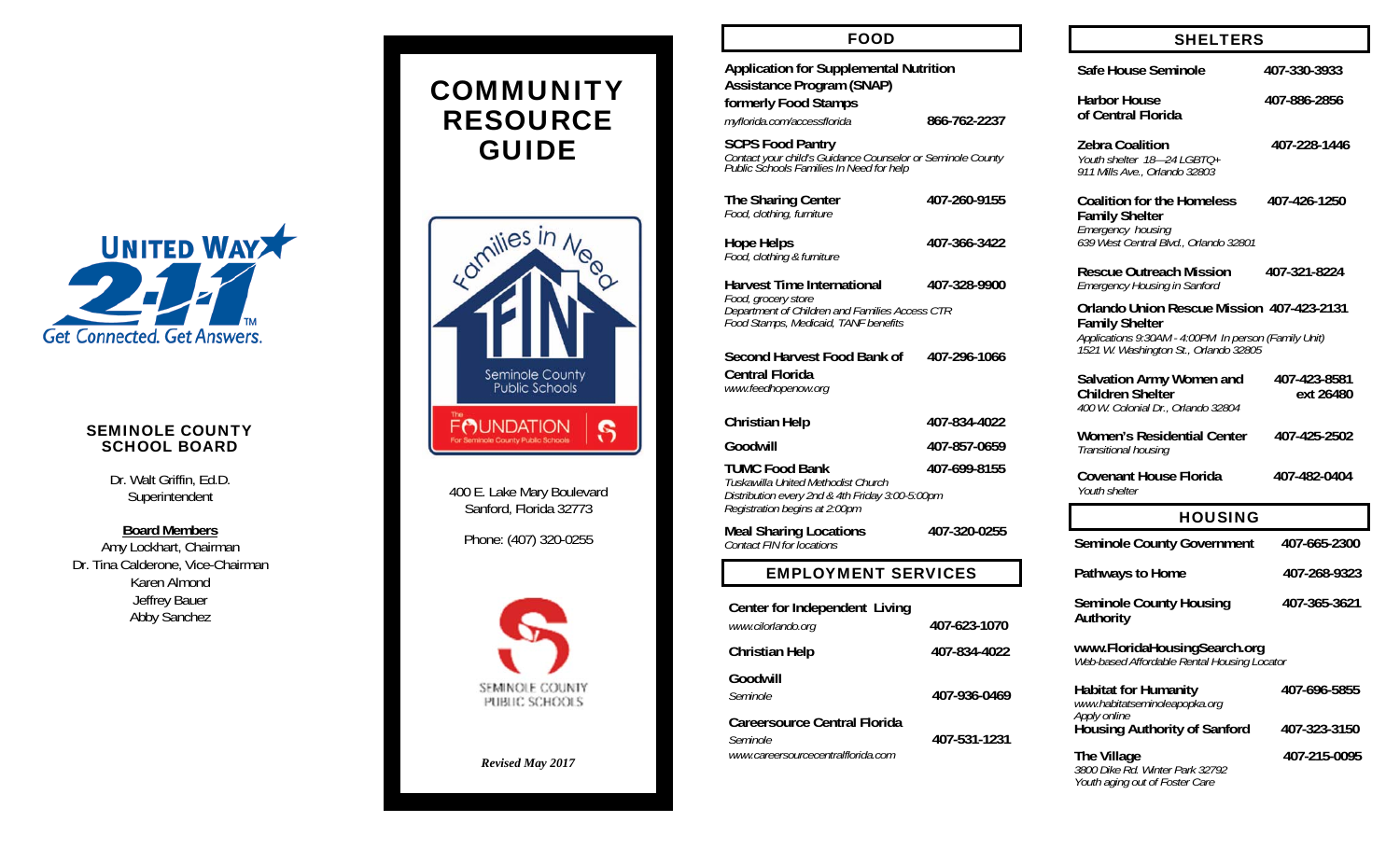UNITED WAY 2-1-1

Get Connected. Get Answers.

## SEMINOLE COUNTY SCHOOL BOARD

Dr. Walt Griffin, Ed.D.
Superintendent

**Board Members**
Amy Lockhart, Chairman
Dr. Tina Calderone, Vice-Chairman
Karen Almond
Jeffrey Bauer
Abby Sanchez

# COMMUNITY RESOURCE GUIDE

Families in Need — FIN — Seminole County Public Schools

The FOUNDATION For Seminole County Public Schools

400 E. Lake Mary Boulevard
Sanford, Florida 32773

Phone: (407) 320-0255

SEMINOLE COUNTY PUBLIC SCHOOLS

*Revised May 2017*

## FOOD

**Application for Supplemental Nutrition Assistance Program (SNAP) formerly Food Stamps**
*myflorida.com/accessflorida* — 866-762-2237

**SCPS Food Pantry**
*Contact your child's Guidance Counselor or Seminole County Public Schools Families In Need for help*

**The Sharing Center** — 407-260-9155
*Food, clothing, furniture*

**Hope Helps** — 407-366-3422
*Food, clothing & furniture*

**Harvest Time International** — 407-328-9900
*Food, grocery store*
*Department of Children and Families Access CTR*
*Food Stamps, Medicaid, TANF benefits*

**Second Harvest Food Bank of Central Florida** — 407-296-1066
*www.feedhopenow.org*

**Christian Help** — 407-834-4022

**Goodwill** — 407-857-0659

**TUMC Food Bank** — 407-699-8155
*Tuskawilla United Methodist Church*
*Distribution every 2nd & 4th Friday 3:00-5:00pm*
*Registration begins at 2:00pm*

**Meal Sharing Locations** — 407-320-0255
*Contact FIN for locations*

## EMPLOYMENT SERVICES

**Center for Independent Living**
*www.cilorlando.org* — 407-623-1070

**Christian Help** — 407-834-4022

**Goodwill**
*Seminole* — 407-936-0469

**Careersource Central Florida**
*Seminole* — 407-531-1231
*www.careersourcecentralflorida.com*

## SHELTERS

**Safe House Seminole** — 407-330-3933

**Harbor House of Central Florida** — 407-886-2856

**Zebra Coalition** — 407-228-1446
*Youth shelter 18—24 LGBTQ+*
*911 Mills Ave., Orlando 32803*

**Coalition for the Homeless Family Shelter** — 407-426-1250
*Emergency housing*
*639 West Central Blvd., Orlando 32801*

**Rescue Outreach Mission** — 407-321-8224
*Emergency Housing in Sanford*

**Orlando Union Rescue Mission Family Shelter** — 407-423-2131
*Applications 9:30AM - 4:00PM In person (Family Unit)*
*1521 W. Washington St., Orlando 32805*

**Salvation Army Women and Children Shelter** — 407-423-8581 ext 26480
*400 W. Colonial Dr., Orlando 32804*

**Women's Residential Center** — 407-425-2502
*Transitional housing*

**Covenant House Florida** — 407-482-0404
*Youth shelter*

## HOUSING

**Seminole County Government** — 407-665-2300

**Pathways to Home** — 407-268-9323

**Seminole County Housing Authority** — 407-365-3621

**www.FloridaHousingSearch.org**
*Web-based Affordable Rental Housing Locator*

**Habitat for Humanity** — 407-696-5855
*www.habitatseminoleapopka.org*
*Apply online*

**Housing Authority of Sanford** — 407-323-3150

**The Village** — 407-215-0095
*3800 Dike Rd. Winter Park 32792*
*Youth aging out of Foster Care*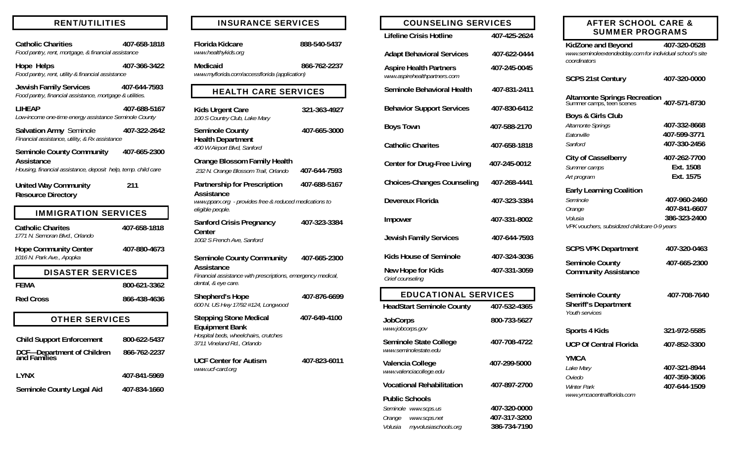## RENT/UTILITIES

**Catholic Charities** 407-658-1818
*Food pantry, rent, mortgage, & financial assistance*

**Hope Helps** 407-366-3422
*Food pantry, rent, utility & financial assistance*

**Jewish Family Services** 407-644-7593
*Food pantry, financial assistance, mortgage & utilities.*

**LIHEAP** 407-688-5167
*Low-income one-time energy assistance Seminole County*

**Salvation Army** Seminole 407-322-2642
*Financial assistance, utility, & Rx assistance*

**Seminole County Community Assistance** 407-665-2300
*Housing, financial assistance, deposit help, temp. child care*

**United Way Community Resource Directory** 211

## IMMIGRATION SERVICES

**Catholic Charites** 407-658-1818
*1771 N. Semoran Blvd., Orlando*

**Hope Community Center** 407-880-4673
*1016 N. Park Ave., Apopka*

## DISASTER SERVICES

**FEMA** 800-621-3362

**Red Cross** 866-438-4636

## OTHER SERVICES

**Child Support Enforcement** 800-622-5437

**DCF—Department of Children and Families** 866-762-2237

**LYNX** 407-841-5969

**Seminole County Legal Aid** 407-834-1660

## INSURANCE SERVICES

**Florida Kidcare** 888-540-5437
*www.healthykids.org*

**Medicaid** 866-762-2237
*www.myflorida.com/accessflorida (application)*

## HEALTH CARE SERVICES

**Kids Urgent Care** 321-363-4927
*100 S Country Club, Lake Mary*

**Seminole County Health Department** 407-665-3000
*400 W Airport Blvd, Sanford*

**Orange Blossom Family Health** 407-644-7593
*232 N. Orange Blossom Trail, Orlando*

**Partnership for Prescription Assistance** 407-688-5167
*www.pparx.org - provides free & reduced medications to eligible people.*

**Sanford Crisis Pregnancy Center** 407-323-3384
*1002 S French Ave, Sanford*

**Seminole County Community Assistance** 407-665-2300
*Financial assistance with prescriptions, emergency medical, dental, & eye care.*

**Shepherd's Hope** 407-876-6699
*600 N. US Hwy 17/92 #124, Longwood*

**Stepping Stone Medical Equipment Bank** 407-649-4100
*Hospital beds, wheelchairs, crutches*
*3711 Vineland Rd., Orlando*

**UCF Center for Autism** 407-823-6011
*www.ucf-card.org*

## COUNSELING SERVICES

**Lifeline Crisis Hotline** 407-425-2624

**Adapt Behavioral Services** 407-622-0444

**Aspire Health Partners** 407-245-0045
*www.aspirehealthpartners.com*

**Seminole Behavioral Health** 407-831-2411

**Behavior Support Services** 407-830-6412

**Boys Town** 407-588-2170

**Catholic Charites** 407-658-1818

**Center for Drug-Free Living** 407-245-0012

**Choices-Changes Counseling** 407-268-4441

**Devereux Florida** 407-323-3384

**Impower** 407-331-8002

**Jewish Family Services** 407-644-7593

**Kids House of Seminole** 407-324-3036

**New Hope for Kids** 407-331-3059
*Grief counseling*

## EDUCATIONAL SERVICES

**HeadStart Seminole County** 407-532-4365

**JobCorps** 800-733-5627
*www.jobcorps.gov*

**Seminole State College** 407-708-4722
*www.seminolestate.edu*

**Valencia College** 407-299-5000
*www.valenciacollege.edu*

**Vocational Rehabilitation** 407-897-2700

**Public Schools**
*Seminole www.scps.us* 407-320-0000
*Orange www.scps.net* 407-317-3200
*Volusia myvolusiaschools.org* 386-734-7190

## AFTER SCHOOL CARE & SUMMER PROGRAMS

**KidZone and Beyond** 407-320-0528
*www.seminoleextendedday.com for individual school's site coordinators*

**SCPS 21st Century** 407-320-0000

**Altamonte Springs Recreation** 407-571-8730
Summer camps, teen scenes

**Boys & Girls Club**
*Altamonte Springs* 407-332-8668
*Eatonville* 407-599-3771
*Sanford* 407-330-2456

**City of Casselberry** 407-262-7700
*Summer camps* Ext. 1508
*Art program* Ext. 1575

**Early Learning Coalition**
*Seminole* 407-960-2460
*Orange* 407-841-6607
*Volusia* 386-323-2400
*VPK vouchers, subsidized childcare 0-9 years*

**SCPS VPK Department** 407-320-0463

**Seminole County Community Assistance** 407-665-2300

**Seminole County Sheriff's Department** 407-708-7640
*Youth services*

**Sports 4 Kids** 321-972-5585

**UCP Of Central Florida** 407-852-3300

**YMCA**
*Lake Mary* 407-321-8944
*Oviedo* 407-359-3606
*Winter Park* 407-644-1509
*www.ymcacentralflorida.com*